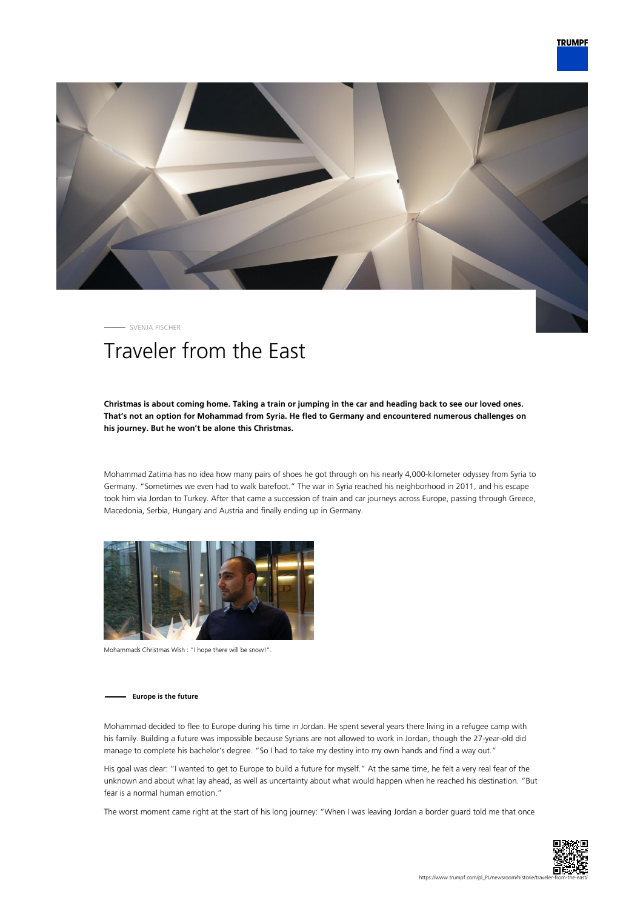SVENJA FISCHER

# Traveler from the East

**Christmas is about coming home. Taking a train or jumping in the car and heading back to see our loved ones. That's not an option for Mohammad from Syria. He fled to Germany and encountered numerous challenges on his journey. But he won't be alone this Christmas.**

Mohammad Zatima has no idea how many pairs of shoes he got through on his nearly 4,000-kilometer odyssey from Syria to Germany. "Sometimes we even had to walk barefoot." The war in Syria reached his neighborhood in 2011, and his escape took him via Jordan to Turkey. After that came a succession of train and car journeys across Europe, passing through Greece, Macedonia, Serbia, Hungary and Austria and finally ending up in Germany.

Mohammads Christmas Wish : "I hope there will be snow!".

### Europe is the future

Mohammad decided to flee to Europe during his time in Jordan. He spent several years there living in a refugee camp with his family. Building a future was impossible because Syrians are not allowed to work in Jordan, though the 27-year-old did manage to complete his bachelor's degree. "So I had to take my destiny into my own hands and find a way out."

His goal was clear: "I wanted to get to Europe to build a future for myself." At the same time, he felt a very real fear of the unknown and about what lay ahead, as well as uncertainty about what would happen when he reached his destination. "But fear is a normal human emotion."

The worst moment came right at the start of his long journey: "When I was leaving Jordan a border guard told me that once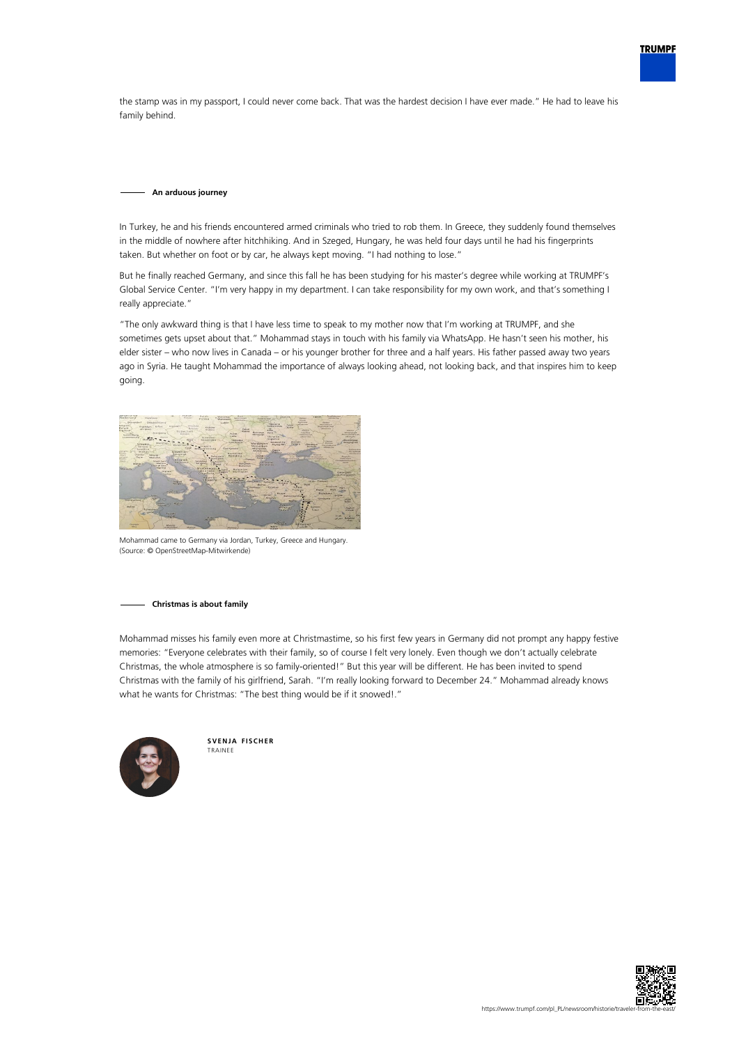the stamp was in my passport, I could never come back. That was the hardest decision I have ever made." He had to leave his family behind.

### An arduous journey

In Turkey, he and his friends encountered armed criminals who tried to rob them. In Greece, they suddenly found themselves in the middle of nowhere after hitchhiking. And in Szeged, Hungary, he was held four days until he had his fingerprints taken. But whether on foot or by car, he always kept moving. "I had nothing to lose."

But he finally reached Germany, and since this fall he has been studying for his master's degree while working at TRUMPF's Global Service Center. "I'm very happy in my department. I can take responsibility for my own work, and that's something I really appreciate."

"The only awkward thing is that I have less time to speak to my mother now that I'm working at TRUMPF, and she sometimes gets upset about that." Mohammad stays in touch with his family via WhatsApp. He hasn't seen his mother, his elder sister – who now lives in Canada – or his younger brother for three and a half years. His father passed away two years ago in Syria. He taught Mohammad the importance of always looking ahead, not looking back, and that inspires him to keep going.

Mohammad came to Germany via Jordan, Turkey, Greece and Hungary. (Source: © OpenStreetMap-Mitwirkende)

### Christmas is about family

Mohammad misses his family even more at Christmastime, so his first few years in Germany did not prompt any happy festive memories: "Everyone celebrates with their family, so of course I felt very lonely. Even though we don't actually celebrate Christmas, the whole atmosphere is so family-oriented!" But this year will be different. He has been invited to spend Christmas with the family of his girlfriend, Sarah. "I'm really looking forward to December 24." Mohammad already knows what he wants for Christmas: "The best thing would be if it snowed!."

**SVENJA FISCHER**
TRAINEE

https://www.trumpf.com/pl_PL/newsroom/historie/traveler-from-the-east/